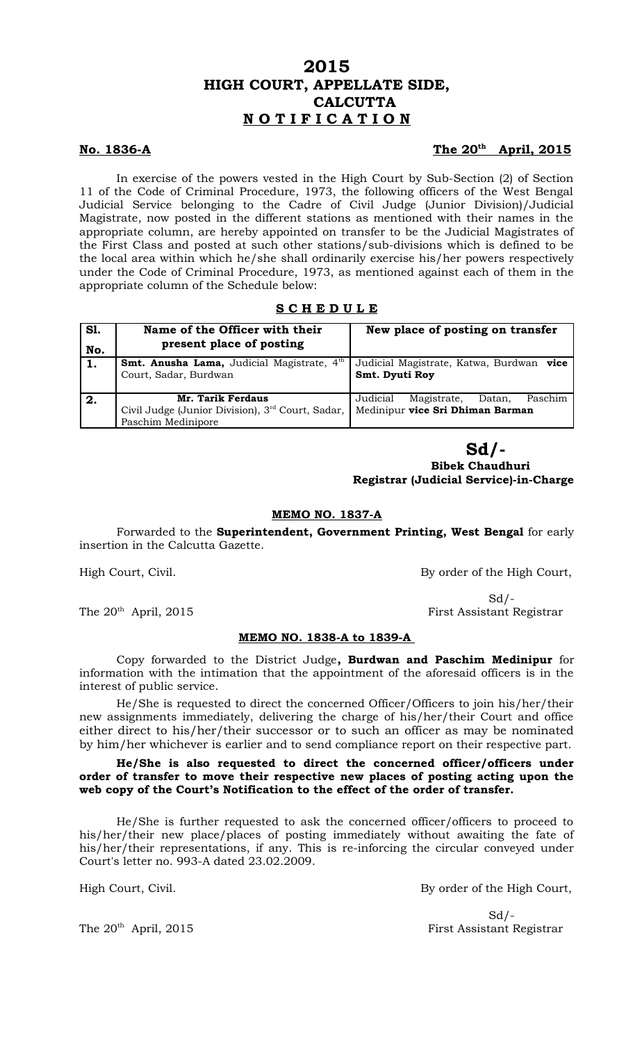# 2015
# HIGH COURT, APPELLATE SIDE, CALCUTTA
# NOTIFICATION

**No. 1836-A** **The 20th April, 2015**

In exercise of the powers vested in the High Court by Sub-Section (2) of Section 11 of the Code of Criminal Procedure, 1973, the following officers of the West Bengal Judicial Service belonging to the Cadre of Civil Judge (Junior Division)/Judicial Magistrate, now posted in the different stations as mentioned with their names in the appropriate column, are hereby appointed on transfer to be the Judicial Magistrates of the First Class and posted at such other stations/sub-divisions which is defined to be the local area within which he/she shall ordinarily exercise his/her powers respectively under the Code of Criminal Procedure, 1973, as mentioned against each of them in the appropriate column of the Schedule below:

## SCHEDULE

| Sl. No. | Name of the Officer with their present place of posting | New place of posting on transfer |
|---|---|---|
| **1.** | **Smt. Anusha Lama,** Judicial Magistrate, 4th Court, Sadar, Burdwan | Judicial Magistrate, Katwa, Burdwan **vice Smt. Dyuti Roy** |
| **2.** | **Mr. Tarik Ferdaus** Civil Judge (Junior Division), 3rd Court, Sadar, Paschim Medinipore | Judicial Magistrate, Datan, Paschim Medinipur **vice Sri Dhiman Barman** |

**Sd/-**
**Bibek Chaudhuri**
**Registrar (Judicial Service)-in-Charge**

### MEMO NO. 1837-A

Forwarded to the **Superintendent, Government Printing, West Bengal** for early insertion in the Calcutta Gazette.

High Court, Civil. By order of the High Court,

Sd/-
The 20th April, 2015 First Assistant Registrar

### MEMO NO. 1838-A to 1839-A

Copy forwarded to the District Judge**, Burdwan and Paschim Medinipur** for information with the intimation that the appointment of the aforesaid officers is in the interest of public service.

He/She is requested to direct the concerned Officer/Officers to join his/her/their new assignments immediately, delivering the charge of his/her/their Court and office either direct to his/her/their successor or to such an officer as may be nominated by him/her whichever is earlier and to send compliance report on their respective part.

**He/She is also requested to direct the concerned officer/officers under order of transfer to move their respective new places of posting acting upon the web copy of the Court's Notification to the effect of the order of transfer.**

He/She is further requested to ask the concerned officer/officers to proceed to his/her/their new place/places of posting immediately without awaiting the fate of his/her/their representations, if any. This is re-inforcing the circular conveyed under Court's letter no. 993-A dated 23.02.2009.

High Court, Civil. By order of the High Court,

Sd/-
The 20th April, 2015 First Assistant Registrar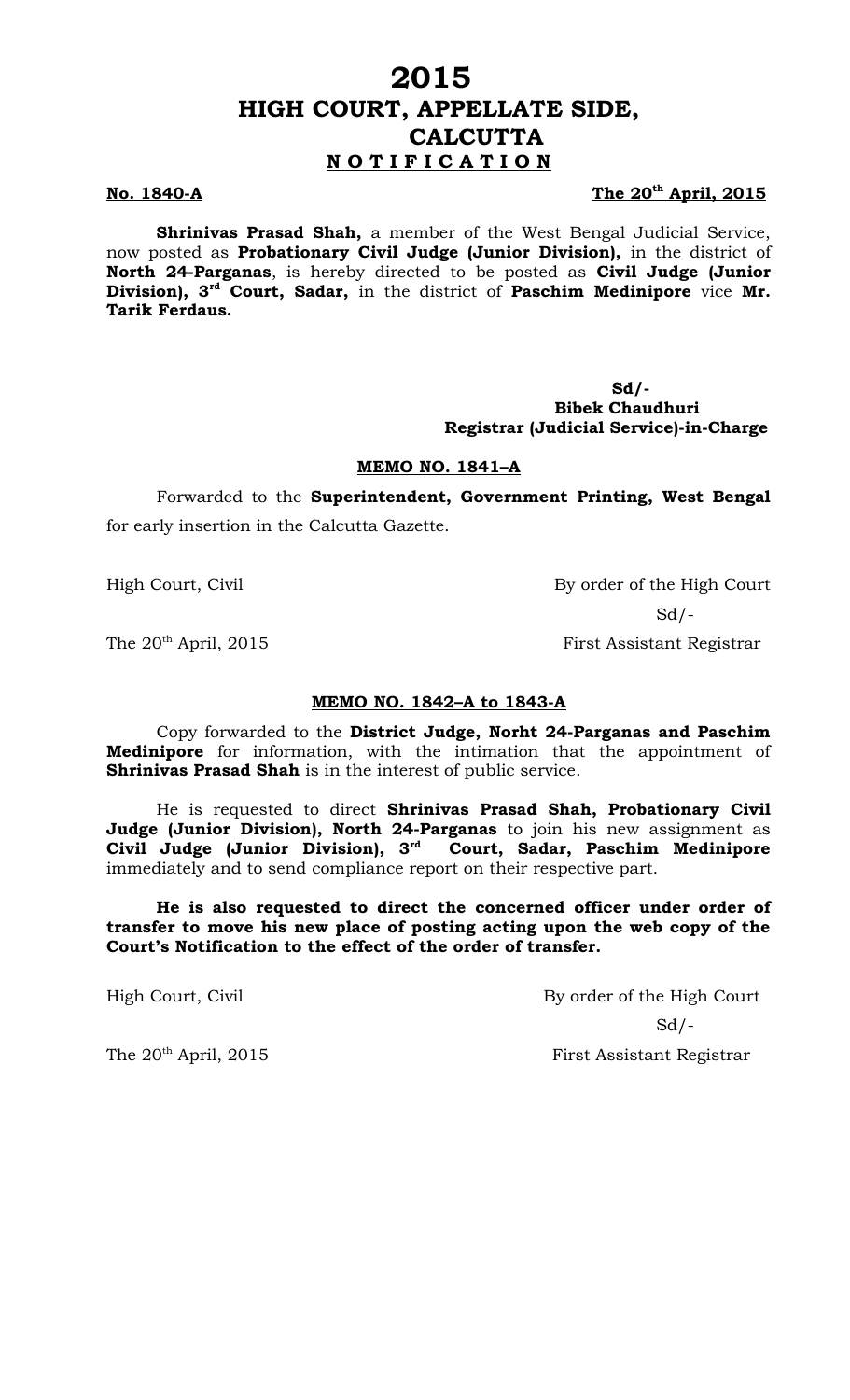# 2015
# HIGH COURT, APPELLATE SIDE, CALCUTTA
## N O T I F I C A T I O N

**No. 1840-A** **The 20th April, 2015**

**Shrinivas Prasad Shah,** a member of the West Bengal Judicial Service, now posted as **Probationary Civil Judge (Junior Division),** in the district of **North 24-Parganas**, is hereby directed to be posted as **Civil Judge (Junior Division), 3rd Court, Sadar,** in the district of **Paschim Medinipore** vice **Mr. Tarik Ferdaus.**

**Sd/-**
**Bibek Chaudhuri**
**Registrar (Judicial Service)-in-Charge**

**MEMO NO. 1841–A**

Forwarded to the **Superintendent, Government Printing, West Bengal** for early insertion in the Calcutta Gazette.

High Court, Civil

The 20th April, 2015

By order of the High Court
Sd/-
First Assistant Registrar

**MEMO NO. 1842–A to 1843-A**

Copy forwarded to the **District Judge, Norht 24-Parganas and Paschim Medinipore** for information, with the intimation that the appointment of **Shrinivas Prasad Shah** is in the interest of public service.

He is requested to direct **Shrinivas Prasad Shah, Probationary Civil Judge (Junior Division), North 24-Parganas** to join his new assignment as **Civil Judge (Junior Division), 3rd Court, Sadar, Paschim Medinipore** immediately and to send compliance report on their respective part.

**He is also requested to direct the concerned officer under order of transfer to move his new place of posting acting upon the web copy of the Court's Notification to the effect of the order of transfer.**

High Court, Civil

The 20th April, 2015

By order of the High Court
Sd/-
First Assistant Registrar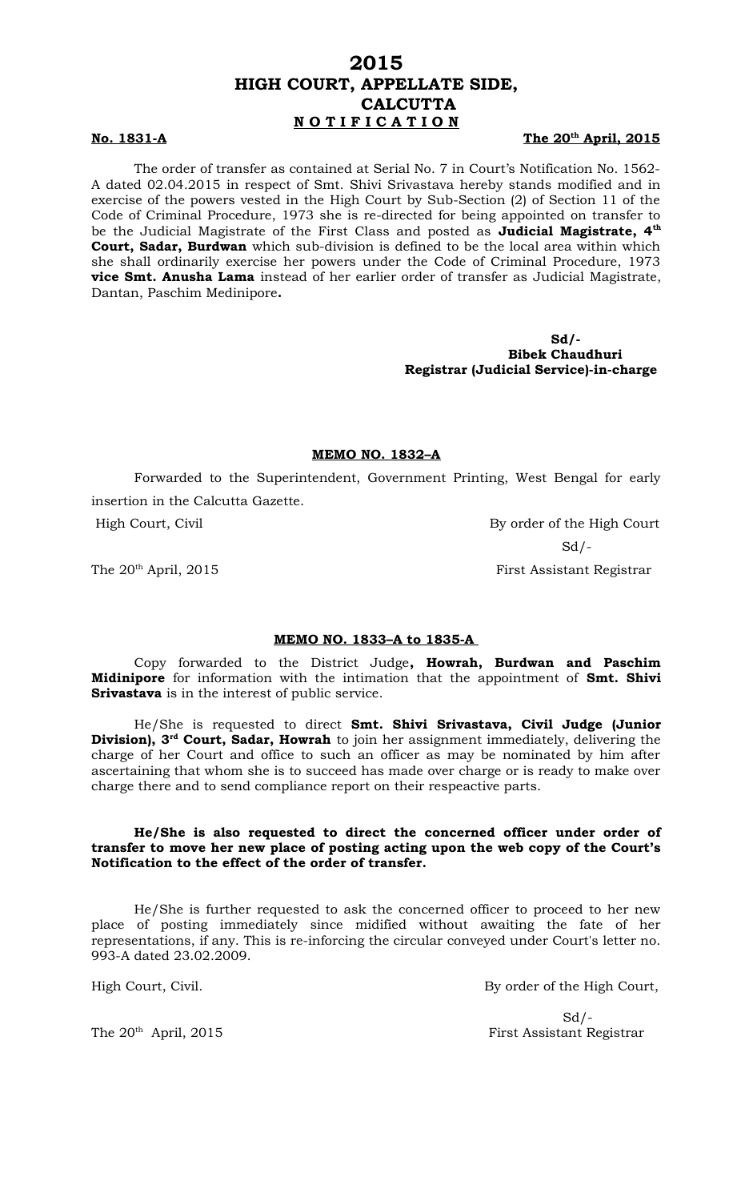# 2015
# HIGH COURT, APPELLATE SIDE, CALCUTTA
## N O T I F I C A T I O N

**No. 1831-A** **The 20th April, 2015**

The order of transfer as contained at Serial No. 7 in Court's Notification No. 1562-A dated 02.04.2015 in respect of Smt. Shivi Srivastava hereby stands modified and in exercise of the powers vested in the High Court by Sub-Section (2) of Section 11 of the Code of Criminal Procedure, 1973 she is re-directed for being appointed on transfer to be the Judicial Magistrate of the First Class and posted as **Judicial Magistrate, 4th Court, Sadar, Burdwan** which sub-division is defined to be the local area within which she shall ordinarily exercise her powers under the Code of Criminal Procedure, 1973 **vice Smt. Anusha Lama** instead of her earlier order of transfer as Judicial Magistrate, Dantan, Paschim Medinipore**.**

**Sd/-**
**Bibek Chaudhuri**
**Registrar (Judicial Service)-in-charge**

**MEMO NO. 1832–A**

Forwarded to the Superintendent, Government Printing, West Bengal for early insertion in the Calcutta Gazette.

High Court, Civil

By order of the High Court

Sd/-

The 20th April, 2015

First Assistant Registrar

**MEMO NO. 1833–A to 1835-A**

Copy forwarded to the District Judge**, Howrah, Burdwan and Paschim Midinipore** for information with the intimation that the appointment of **Smt. Shivi Srivastava** is in the interest of public service.

He/She is requested to direct **Smt. Shivi Srivastava, Civil Judge (Junior Division), 3rd Court, Sadar, Howrah** to join her assignment immediately, delivering the charge of her Court and office to such an officer as may be nominated by him after ascertaining that whom she is to succeed has made over charge or is ready to make over charge there and to send compliance report on their respeactive parts.

**He/She is also requested to direct the concerned officer under order of transfer to move her new place of posting acting upon the web copy of the Court's Notification to the effect of the order of transfer.**

He/She is further requested to ask the concerned officer to proceed to her new place of posting immediately since midified without awaiting the fate of her representations, if any. This is re-inforcing the circular conveyed under Court's letter no. 993-A dated 23.02.2009.

High Court, Civil.

By order of the High Court,

Sd/-

The 20th April, 2015

First Assistant Registrar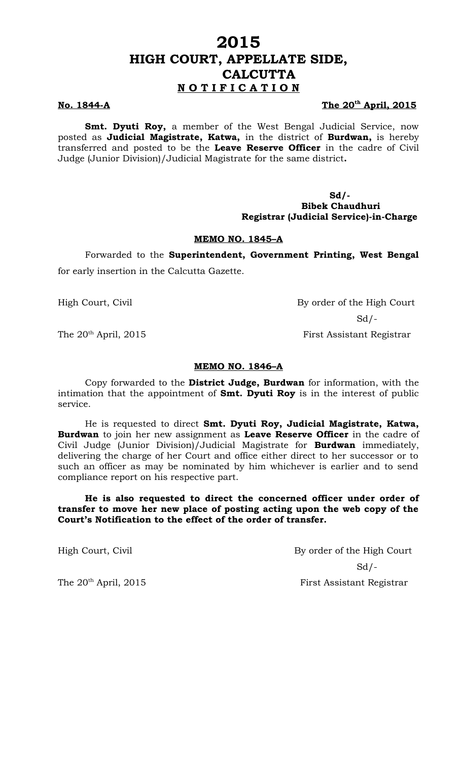# 2015
# HIGH COURT, APPELLATE SIDE, CALCUTTA
## N O T I F I C A T I O N

**No. 1844-A** **The 20th April, 2015**

**Smt. Dyuti Roy,** a member of the West Bengal Judicial Service, now posted as **Judicial Magistrate, Katwa,** in the district of **Burdwan,** is hereby transferred and posted to be the **Leave Reserve Officer** in the cadre of Civil Judge (Junior Division)/Judicial Magistrate for the same district**.**

**Sd/-**
**Bibek Chaudhuri**
**Registrar (Judicial Service)-in-Charge**

**MEMO NO. 1845–A**

Forwarded to the **Superintendent, Government Printing, West Bengal** for early insertion in the Calcutta Gazette.

High Court, Civil
The 20th April, 2015

By order of the High Court
Sd/-
First Assistant Registrar

**MEMO NO. 1846–A**

Copy forwarded to the **District Judge, Burdwan** for information, with the intimation that the appointment of **Smt. Dyuti Roy** is in the interest of public service.

He is requested to direct **Smt. Dyuti Roy, Judicial Magistrate, Katwa, Burdwan** to join her new assignment as **Leave Reserve Officer** in the cadre of Civil Judge (Junior Division)/Judicial Magistrate for **Burdwan** immediately, delivering the charge of her Court and office either direct to her successor or to such an officer as may be nominated by him whichever is earlier and to send compliance report on his respective part.

**He is also requested to direct the concerned officer under order of transfer to move her new place of posting acting upon the web copy of the Court's Notification to the effect of the order of transfer.**

High Court, Civil
The 20th April, 2015

By order of the High Court
Sd/-
First Assistant Registrar